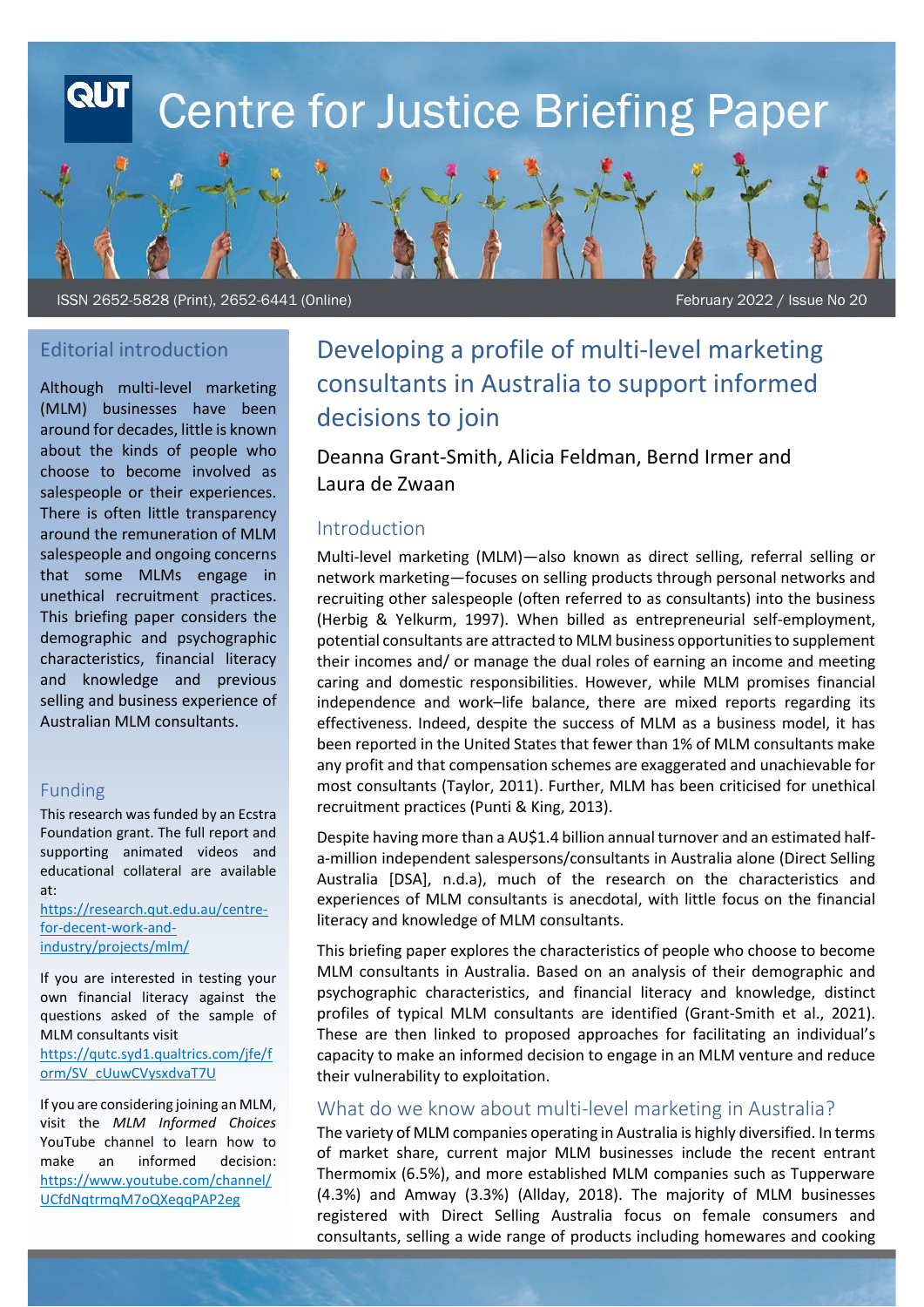# Centre for Justice Briefing Paper

ISSN 2652-5828 (Print), 2652-6441 (Online)

February 2022 / Issue No 20

## Editorial introduction

Although multi-level marketing (MLM) businesses have been around for decades, little is known about the kinds of people who choose to become involved as salespeople or their experiences. There is often little transparency around the remuneration of MLM salespeople and ongoing concerns that some MLMs engage in unethical recruitment practices. This briefing paper considers the demographic and psychographic characteristics, financial literacy and knowledge and previous selling and business experience of Australian MLM consultants.

## Funding

This research was funded by an Ecstra Foundation grant. The full report and supporting animated videos and educational collateral are available at: https://research.qut.edu.au/centre-for-decent-work-and-industry/projects/mlm/

If you are interested in testing your own financial literacy against the questions asked of the sample of MLM consultants visit https://qutc.syd1.qualtrics.com/jfe/form/SV_cUuwCVysxdvaT7U

If you are considering joining an MLM, visit the *MLM Informed Choices* YouTube channel to learn how to make an informed decision: https://www.youtube.com/channel/UCfdNqtrmqM7oQXeqqPAP2eg

# Developing a profile of multi-level marketing consultants in Australia to support informed decisions to join

Deanna Grant-Smith, Alicia Feldman, Bernd Irmer and Laura de Zwaan

## Introduction

Multi-level marketing (MLM)—also known as direct selling, referral selling or network marketing—focuses on selling products through personal networks and recruiting other salespeople (often referred to as consultants) into the business (Herbig & Yelkurm, 1997). When billed as entrepreneurial self-employment, potential consultants are attracted to MLM business opportunities to supplement their incomes and/ or manage the dual roles of earning an income and meeting caring and domestic responsibilities. However, while MLM promises financial independence and work–life balance, there are mixed reports regarding its effectiveness. Indeed, despite the success of MLM as a business model, it has been reported in the United States that fewer than 1% of MLM consultants make any profit and that compensation schemes are exaggerated and unachievable for most consultants (Taylor, 2011). Further, MLM has been criticised for unethical recruitment practices (Punti & King, 2013).

Despite having more than a AU$1.4 billion annual turnover and an estimated half-a-million independent salespersons/consultants in Australia alone (Direct Selling Australia [DSA], n.d.a), much of the research on the characteristics and experiences of MLM consultants is anecdotal, with little focus on the financial literacy and knowledge of MLM consultants.

This briefing paper explores the characteristics of people who choose to become MLM consultants in Australia. Based on an analysis of their demographic and psychographic characteristics, and financial literacy and knowledge, distinct profiles of typical MLM consultants are identified (Grant-Smith et al., 2021). These are then linked to proposed approaches for facilitating an individual's capacity to make an informed decision to engage in an MLM venture and reduce their vulnerability to exploitation.

## What do we know about multi-level marketing in Australia?

The variety of MLM companies operating in Australia is highly diversified. In terms of market share, current major MLM businesses include the recent entrant Thermomix (6.5%), and more established MLM companies such as Tupperware (4.3%) and Amway (3.3%) (Allday, 2018). The majority of MLM businesses registered with Direct Selling Australia focus on female consumers and consultants, selling a wide range of products including homewares and cooking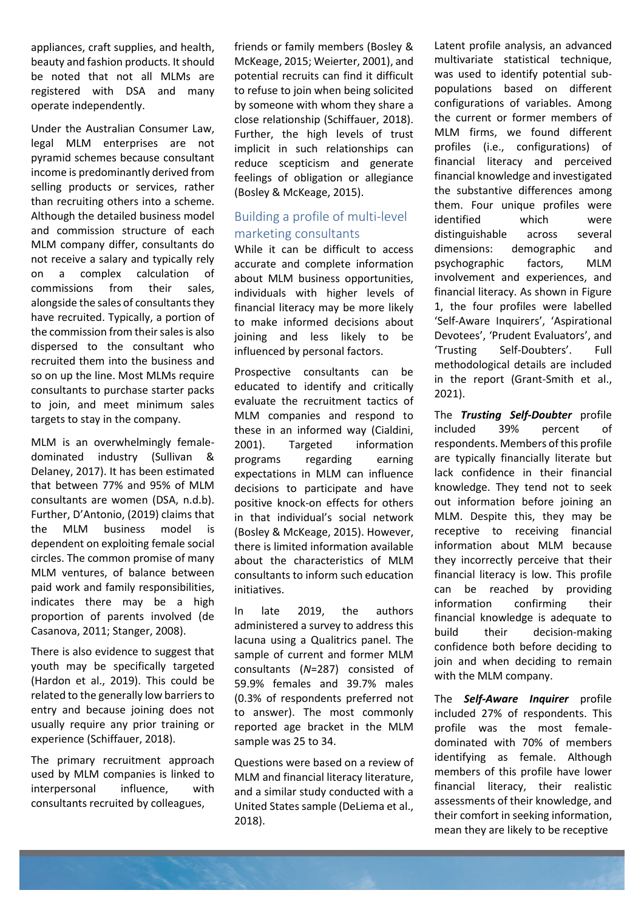appliances, craft supplies, and health, beauty and fashion products. It should be noted that not all MLMs are registered with DSA and many operate independently.

Under the Australian Consumer Law, legal MLM enterprises are not pyramid schemes because consultant income is predominantly derived from selling products or services, rather than recruiting others into a scheme. Although the detailed business model and commission structure of each MLM company differ, consultants do not receive a salary and typically rely on a complex calculation of commissions from their sales, alongside the sales of consultants they have recruited. Typically, a portion of the commission from their sales is also dispersed to the consultant who recruited them into the business and so on up the line. Most MLMs require consultants to purchase starter packs to join, and meet minimum sales targets to stay in the company.

MLM is an overwhelmingly female-dominated industry (Sullivan & Delaney, 2017). It has been estimated that between 77% and 95% of MLM consultants are women (DSA, n.d.b). Further, D'Antonio, (2019) claims that the MLM business model is dependent on exploiting female social circles. The common promise of many MLM ventures, of balance between paid work and family responsibilities, indicates there may be a high proportion of parents involved (de Casanova, 2011; Stanger, 2008).

There is also evidence to suggest that youth may be specifically targeted (Hardon et al., 2019). This could be related to the generally low barriers to entry and because joining does not usually require any prior training or experience (Schiffauer, 2018).

The primary recruitment approach used by MLM companies is linked to interpersonal influence, with consultants recruited by colleagues, friends or family members (Bosley & McKeage, 2015; Weierter, 2001), and potential recruits can find it difficult to refuse to join when being solicited by someone with whom they share a close relationship (Schiffauer, 2018). Further, the high levels of trust implicit in such relationships can reduce scepticism and generate feelings of obligation or allegiance (Bosley & McKeage, 2015).

## Building a profile of multi-level marketing consultants

While it can be difficult to access accurate and complete information about MLM business opportunities, individuals with higher levels of financial literacy may be more likely to make informed decisions about joining and less likely to be influenced by personal factors.

Prospective consultants can be educated to identify and critically evaluate the recruitment tactics of MLM companies and respond to these in an informed way (Cialdini, 2001). Targeted information programs regarding earning expectations in MLM can influence decisions to participate and have positive knock-on effects for others in that individual's social network (Bosley & McKeage, 2015). However, there is limited information available about the characteristics of MLM consultants to inform such education initiatives.

In late 2019, the authors administered a survey to address this lacuna using a Qualitrics panel. The sample of current and former MLM consultants (*N*=287) consisted of 59.9% females and 39.7% males (0.3% of respondents preferred not to answer). The most commonly reported age bracket in the MLM sample was 25 to 34.

Questions were based on a review of MLM and financial literacy literature, and a similar study conducted with a United States sample (DeLiema et al., 2018).

Latent profile analysis, an advanced multivariate statistical technique, was used to identify potential sub-populations based on different configurations of variables. Among the current or former members of MLM firms, we found different profiles (i.e., configurations) of financial literacy and perceived financial knowledge and investigated the substantive differences among them. Four unique profiles were identified which were distinguishable across several dimensions: demographic and psychographic factors, MLM involvement and experiences, and financial literacy. As shown in Figure 1, the four profiles were labelled 'Self-Aware Inquirers', 'Aspirational Devotees', 'Prudent Evaluators', and 'Trusting Self-Doubters'. Full methodological details are included in the report (Grant-Smith et al., 2021).

The ***Trusting Self-Doubter*** profile included 39% percent of respondents. Members of this profile are typically financially literate but lack confidence in their financial knowledge. They tend not to seek out information before joining an MLM. Despite this, they may be receptive to receiving financial information about MLM because they incorrectly perceive that their financial literacy is low. This profile can be reached by providing information confirming their financial knowledge is adequate to build their decision-making confidence both before deciding to join and when deciding to remain with the MLM company.

The ***Self-Aware Inquirer*** profile included 27% of respondents. This profile was the most female-dominated with 70% of members identifying as female. Although members of this profile have lower financial literacy, their realistic assessments of their knowledge, and their comfort in seeking information, mean they are likely to be receptive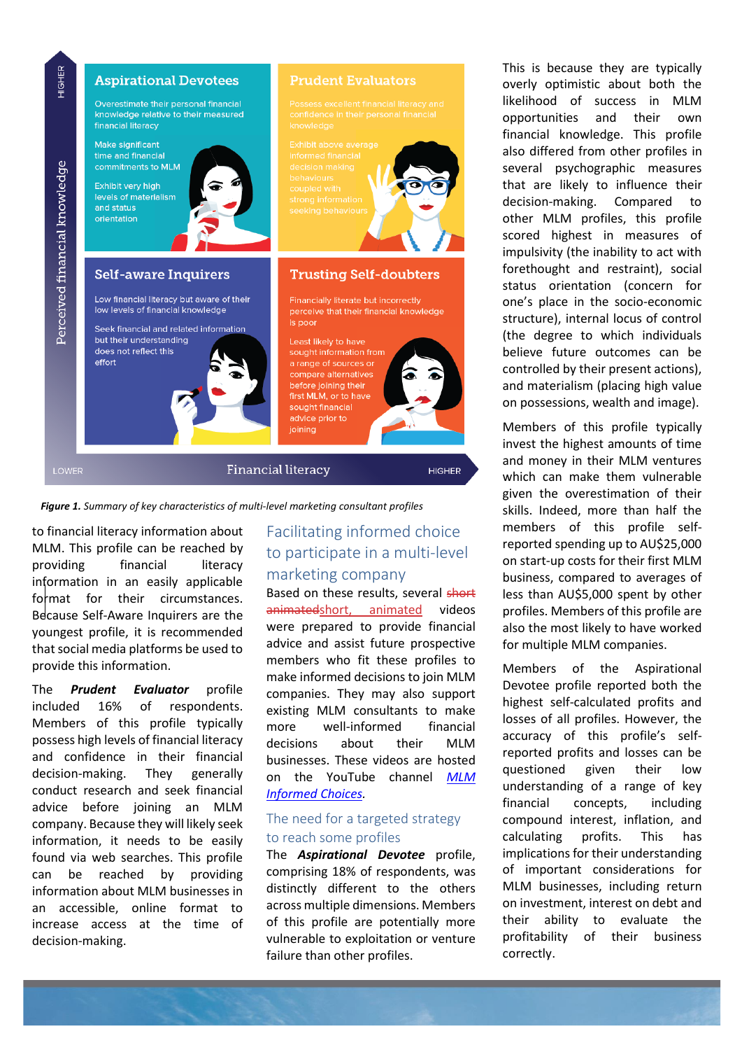**Perceived financial knowledge** (LOWER → HIGHER)

**Financial literacy** (LOWER → HIGHER)

## Aspirational Devotees

Overestimate their personal financial knowledge relative to their measured financial literacy

Make significant time and financial commitments to MLM

Exhibit very high levels of materialism and status orientation

## Prudent Evaluators

Possess excellent financial literacy and confidence in their personal financial knowledge

Exhibit above average informed financial decision making behaviours coupled with strong information seeking behaviours

## Self-aware Inquirers

Low financial literacy but aware of their low levels of financial knowledge

Seek financial and related information but their understanding does not reflect this effort

## Trusting Self-doubters

Financially literate but incorrectly perceive that their financial knowledge is poor

Least likely to have sought information from a range of sources or compare alternatives before joining their first MLM, or to have sought financial advice prior to joining

***Figure 1.*** *Summary of key characteristics of multi-level marketing consultant profiles*

to financial literacy information about MLM. This profile can be reached by providing financial literacy information in an easily applicable format for their circumstances. Because Self-Aware Inquirers are the youngest profile, it is recommended that social media platforms be used to provide this information.

The ***Prudent Evaluator*** profile included 16% of respondents. Members of this profile typically possess high levels of financial literacy and confidence in their financial decision-making. They generally conduct research and seek financial advice before joining an MLM company. Because they will likely seek information, it needs to be easily found via web searches. This profile can be reached by providing information about MLM businesses in an accessible, online format to increase access at the time of decision-making.

## Facilitating informed choice to participate in a multi-level marketing company

Based on these results, several ~~short animated~~short, animated videos were prepared to provide financial advice and assist future prospective members who fit these profiles to make informed decisions to join MLM companies. They may also support existing MLM consultants to make more well-informed financial decisions about their MLM businesses. These videos are hosted on the YouTube channel [*MLM Informed Choices*](#).

### The need for a targeted strategy to reach some profiles

The ***Aspirational Devotee*** profile, comprising 18% of respondents, was distinctly different to the others across multiple dimensions. Members of this profile are potentially more vulnerable to exploitation or venture failure than other profiles. This is because they are typically overly optimistic about both the likelihood of success in MLM opportunities and their own financial knowledge. This profile also differed from other profiles in several psychographic measures that are likely to influence their decision-making. Compared to other MLM profiles, this profile scored highest in measures of impulsivity (the inability to act with forethought and restraint), social status orientation (concern for one's place in the socio-economic structure), internal locus of control (the degree to which individuals believe future outcomes can be controlled by their present actions), and materialism (placing high value on possessions, wealth and image).

Members of this profile typically invest the highest amounts of time and money in their MLM ventures which can make them vulnerable given the overestimation of their skills. Indeed, more than half the members of this profile self-reported spending up to AU$25,000 on start-up costs for their first MLM business, compared to averages of less than AU$5,000 spent by other profiles. Members of this profile are also the most likely to have worked for multiple MLM companies.

Members of the Aspirational Devotee profile reported both the highest self-calculated profits and losses of all profiles. However, the accuracy of this profile's self-reported profits and losses can be questioned given their low understanding of a range of key financial concepts, including compound interest, inflation, and calculating profits. This has implications for their understanding of important considerations for MLM businesses, including return on investment, interest on debt and their ability to evaluate the profitability of their business correctly.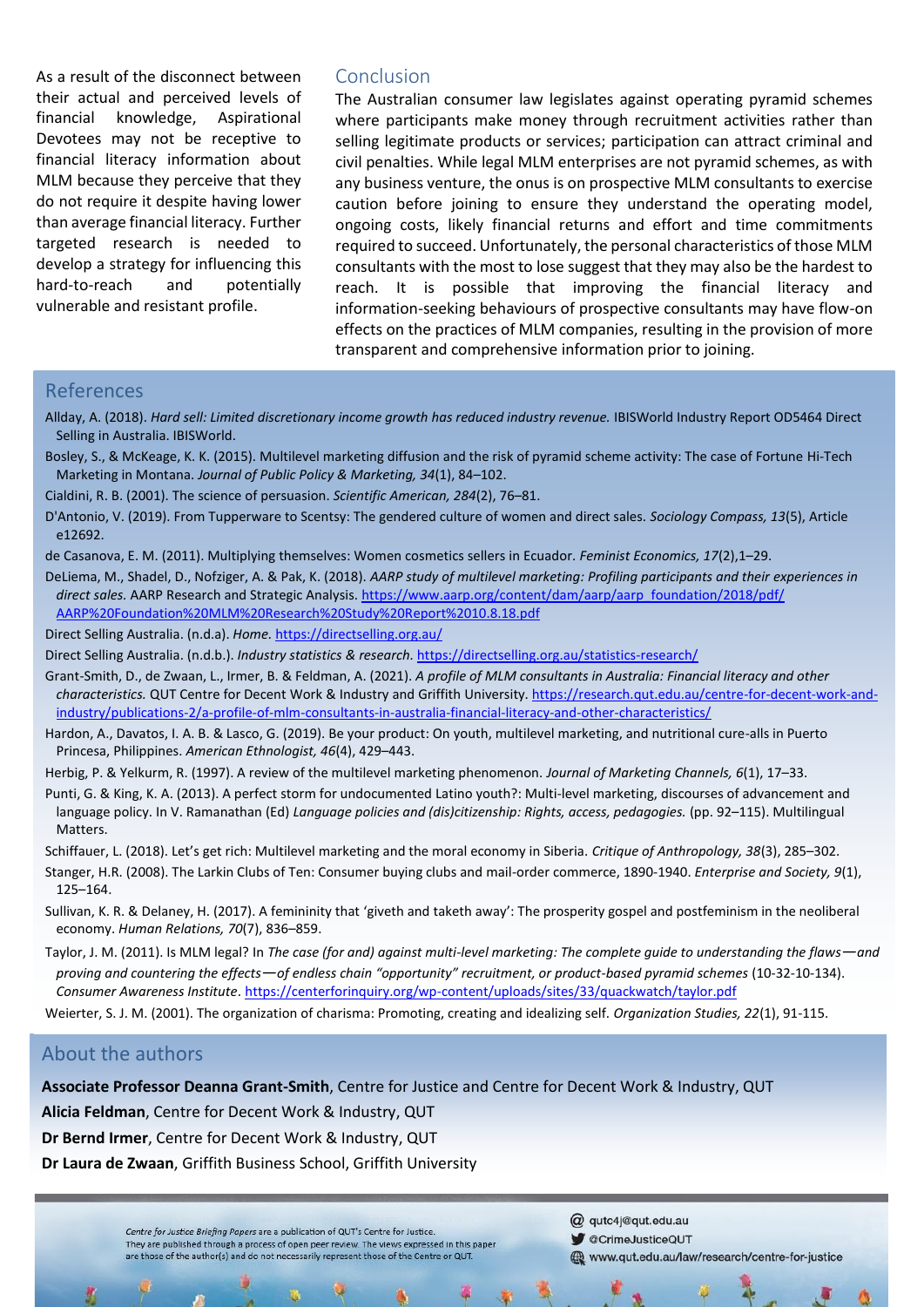As a result of the disconnect between their actual and perceived levels of financial knowledge, Aspirational Devotees may not be receptive to financial literacy information about MLM because they perceive that they do not require it despite having lower than average financial literacy. Further targeted research is needed to develop a strategy for influencing this hard-to-reach and potentially vulnerable and resistant profile.

## Conclusion

The Australian consumer law legislates against operating pyramid schemes where participants make money through recruitment activities rather than selling legitimate products or services; participation can attract criminal and civil penalties. While legal MLM enterprises are not pyramid schemes, as with any business venture, the onus is on prospective MLM consultants to exercise caution before joining to ensure they understand the operating model, ongoing costs, likely financial returns and effort and time commitments required to succeed. Unfortunately, the personal characteristics of those MLM consultants with the most to lose suggest that they may also be the hardest to reach. It is possible that improving the financial literacy and information-seeking behaviours of prospective consultants may have flow-on effects on the practices of MLM companies, resulting in the provision of more transparent and comprehensive information prior to joining.

## References

Allday, A. (2018). *Hard sell: Limited discretionary income growth has reduced industry revenue.* IBISWorld Industry Report OD5464 Direct Selling in Australia. IBISWorld.

Bosley, S., & McKeage, K. K. (2015). Multilevel marketing diffusion and the risk of pyramid scheme activity: The case of Fortune Hi-Tech Marketing in Montana. *Journal of Public Policy & Marketing, 34*(1), 84–102.

Cialdini, R. B. (2001). The science of persuasion. *Scientific American, 284*(2), 76–81.

D'Antonio, V. (2019). From Tupperware to Scentsy: The gendered culture of women and direct sales. *Sociology Compass, 13*(5), Article e12692.

de Casanova, E. M. (2011). Multiplying themselves: Women cosmetics sellers in Ecuador. *Feminist Economics, 17*(2),1–29.

DeLiema, M., Shadel, D., Nofziger, A. & Pak, K. (2018). *AARP study of multilevel marketing: Profiling participants and their experiences in direct sales.* AARP Research and Strategic Analysis. https://www.aarp.org/content/dam/aarp/aarp_foundation/2018/pdf/AARP%20Foundation%20MLM%20Research%20Study%20Report%2010.8.18.pdf

Direct Selling Australia. (n.d.a). *Home.* https://directselling.org.au/

Direct Selling Australia. (n.d.b.). *Industry statistics & research.* https://directselling.org.au/statistics-research/

Grant-Smith, D., de Zwaan, L., Irmer, B. & Feldman, A. (2021). *A profile of MLM consultants in Australia: Financial literacy and other characteristics.* QUT Centre for Decent Work & Industry and Griffith University. https://research.qut.edu.au/centre-for-decent-work-and-industry/publications-2/a-profile-of-mlm-consultants-in-australia-financial-literacy-and-other-characteristics/

Hardon, A., Davatos, I. A. B. & Lasco, G. (2019). Be your product: On youth, multilevel marketing, and nutritional cure-alls in Puerto Princesa, Philippines. *American Ethnologist, 46*(4), 429–443.

Herbig, P. & Yelkurm, R. (1997). A review of the multilevel marketing phenomenon. *Journal of Marketing Channels, 6*(1), 17–33.

Punti, G. & King, K. A. (2013). A perfect storm for undocumented Latino youth?: Multi-level marketing, discourses of advancement and language policy. In V. Ramanathan (Ed) *Language policies and (dis)citizenship: Rights, access, pedagogies.* (pp. 92–115). Multilingual Matters.

Schiffauer, L. (2018). Let's get rich: Multilevel marketing and the moral economy in Siberia. *Critique of Anthropology, 38*(3), 285–302.

Stanger, H.R. (2008). The Larkin Clubs of Ten: Consumer buying clubs and mail-order commerce, 1890-1940. *Enterprise and Society, 9*(1), 125–164.

Sullivan, K. R. & Delaney, H. (2017). A femininity that 'giveth and taketh away': The prosperity gospel and postfeminism in the neoliberal economy. *Human Relations, 70*(7), 836–859.

Taylor, J. M. (2011). Is MLM legal? In *The case (for and) against multi-level marketing: The complete guide to understanding the flaws—and proving and countering the effects—of endless chain "opportunity" recruitment, or product-based pyramid schemes* (10-32-10-134). *Consumer Awareness Institute*. https://centerforinquiry.org/wp-content/uploads/sites/33/quackwatch/taylor.pdf

Weierter, S. J. M. (2001). The organization of charisma: Promoting, creating and idealizing self. *Organization Studies, 22*(1), 91-115.

## About the authors

**Associate Professor Deanna Grant-Smith**, Centre for Justice and Centre for Decent Work & Industry, QUT

**Alicia Feldman**, Centre for Decent Work & Industry, QUT

**Dr Bernd Irmer**, Centre for Decent Work & Industry, QUT

**Dr Laura de Zwaan**, Griffith Business School, Griffith University

*Centre for Justice Briefing Papers* are a publication of QUT's Centre for Justice. They are published through a process of open peer review. The views expressed in this paper are those of the author(s) and do not necessarily represent those of the Centre or QUT.

qutc4j@qut.edu.au
@CrimeJusticeQUT
www.qut.edu.au/law/research/centre-for-justice